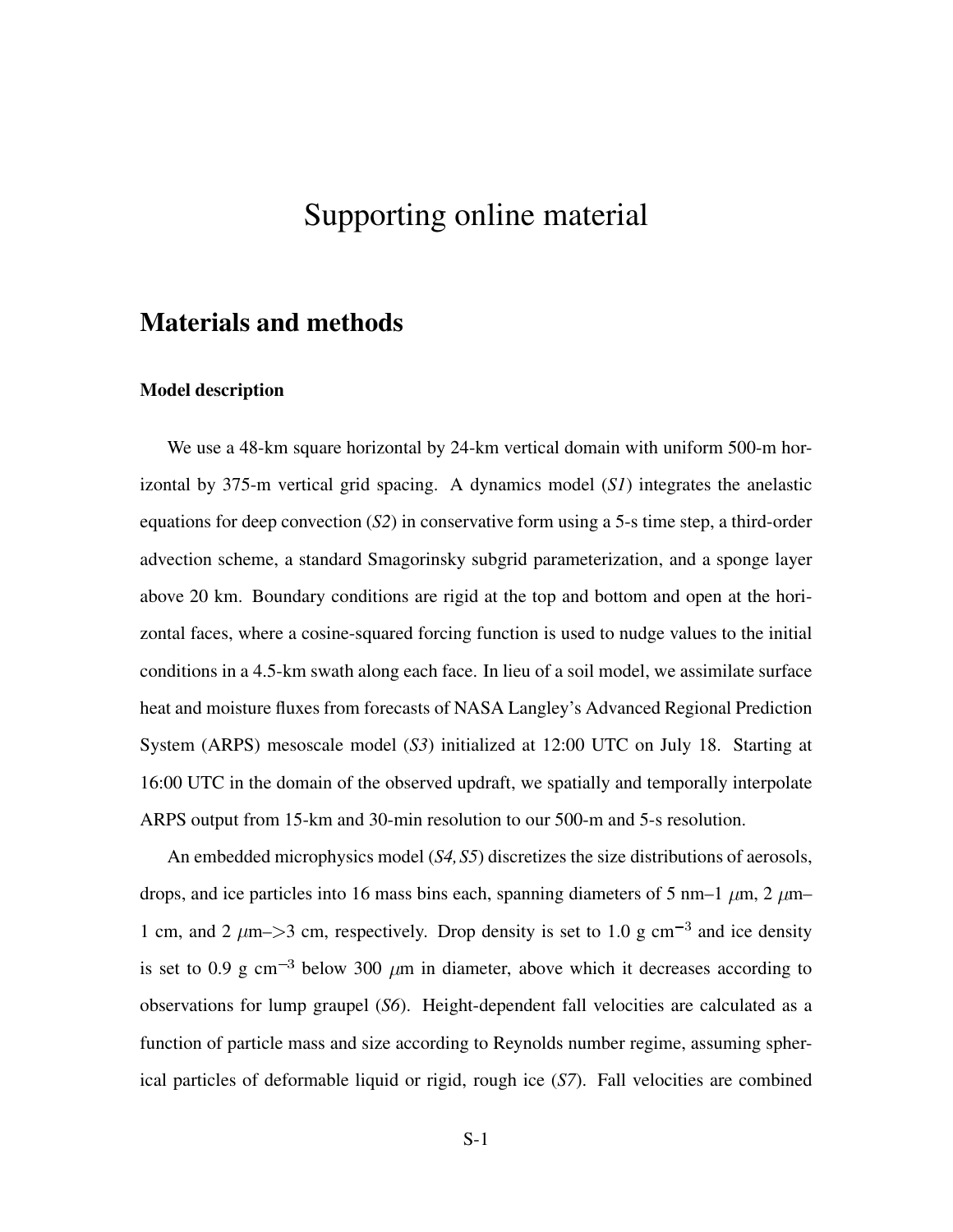# Supporting online material

## Materials and methods

### Model description

We use a 48-km square horizontal by 24-km vertical domain with uniform 500-m horizontal by 375-m vertical grid spacing. A dynamics model (*S1*) integrates the anelastic equations for deep convection (*S2*) in conservative form using a 5-s time step, a third-order advection scheme, a standard Smagorinsky subgrid parameterization, and a sponge layer above 20 km. Boundary conditions are rigid at the top and bottom and open at the horizontal faces, where a cosine-squared forcing function is used to nudge values to the initial conditions in a 4.5-km swath along each face. In lieu of a soil model, we assimilate surface heat and moisture fluxes from forecasts of NASA Langley's Advanced Regional Prediction System (ARPS) mesoscale model (*S3*) initialized at 12:00 UTC on July 18. Starting at 16:00 UTC in the domain of the observed updraft, we spatially and temporally interpolate ARPS output from 15-km and 30-min resolution to our 500-m and 5-s resolution.

An embedded microphysics model (*S4, S5*) discretizes the size distributions of aerosols, drops, and ice particles into 16 mass bins each, spanning diameters of 5 nm–1 $\mu$m, 2 $\mu$m–1 cm, and 2 $\mu$m–>3 cm, respectively. Drop density is set to 1.0 g cm$^{-3}$ and ice density is set to 0.9 g cm$^{-3}$ below 300 $\mu$m in diameter, above which it decreases according to observations for lump graupel (*S6*). Height-dependent fall velocities are calculated as a function of particle mass and size according to Reynolds number regime, assuming spherical particles of deformable liquid or rigid, rough ice (*S7*). Fall velocities are combined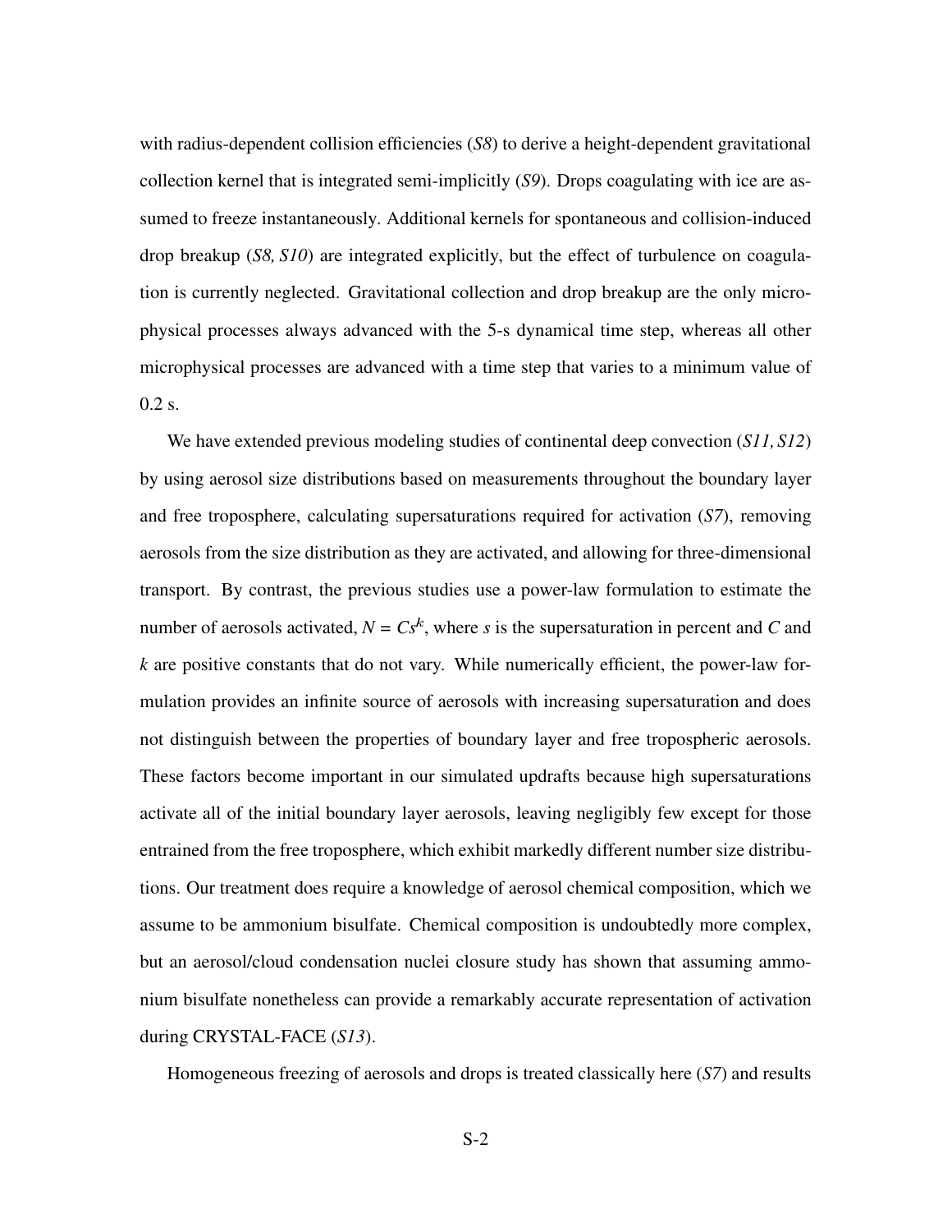with radius-dependent collision efficiencies (*S8*) to derive a height-dependent gravitational collection kernel that is integrated semi-implicitly (*S9*). Drops coagulating with ice are assumed to freeze instantaneously. Additional kernels for spontaneous and collision-induced drop breakup (*S8, S10*) are integrated explicitly, but the effect of turbulence on coagulation is currently neglected. Gravitational collection and drop breakup are the only microphysical processes always advanced with the 5-s dynamical time step, whereas all other microphysical processes are advanced with a time step that varies to a minimum value of 0.2 s.

We have extended previous modeling studies of continental deep convection (*S11, S12*) by using aerosol size distributions based on measurements throughout the boundary layer and free troposphere, calculating supersaturations required for activation (*S7*), removing aerosols from the size distribution as they are activated, and allowing for three-dimensional transport. By contrast, the previous studies use a power-law formulation to estimate the number of aerosols activated, $N = Cs^k$, where $s$ is the supersaturation in percent and $C$ and $k$ are positive constants that do not vary. While numerically efficient, the power-law formulation provides an infinite source of aerosols with increasing supersaturation and does not distinguish between the properties of boundary layer and free tropospheric aerosols. These factors become important in our simulated updrafts because high supersaturations activate all of the initial boundary layer aerosols, leaving negligibly few except for those entrained from the free troposphere, which exhibit markedly different number size distributions. Our treatment does require a knowledge of aerosol chemical composition, which we assume to be ammonium bisulfate. Chemical composition is undoubtedly more complex, but an aerosol/cloud condensation nuclei closure study has shown that assuming ammonium bisulfate nonetheless can provide a remarkably accurate representation of activation during CRYSTAL-FACE (*S13*).

Homogeneous freezing of aerosols and drops is treated classically here (*S7*) and results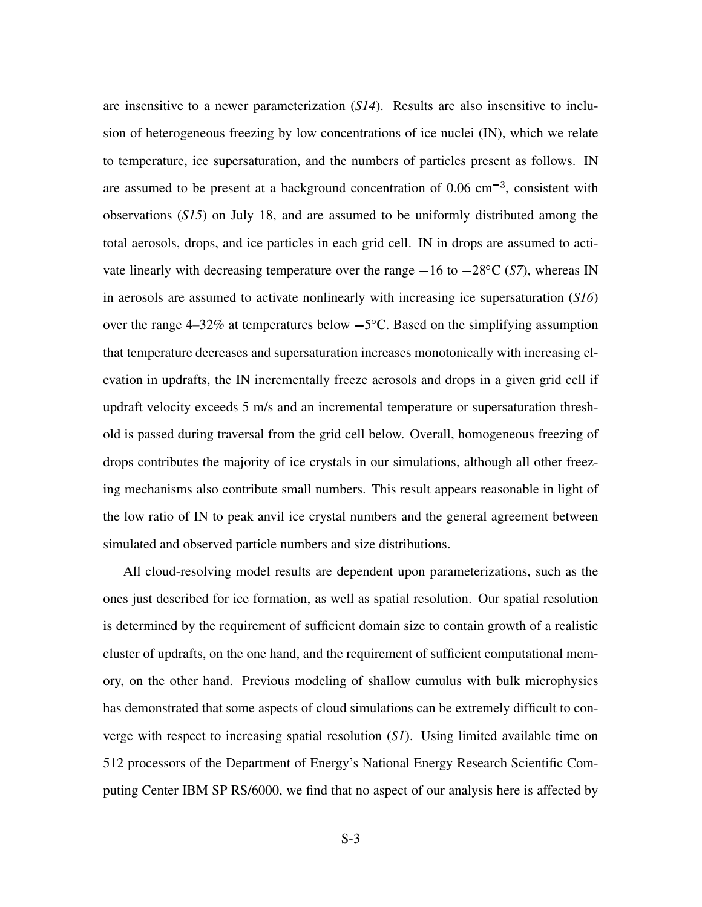are insensitive to a newer parameterization (*S14*). Results are also insensitive to inclusion of heterogeneous freezing by low concentrations of ice nuclei (IN), which we relate to temperature, ice supersaturation, and the numbers of particles present as follows. IN are assumed to be present at a background concentration of 0.06 $\mathrm{cm}^{-3}$, consistent with observations (*S15*) on July 18, and are assumed to be uniformly distributed among the total aerosols, drops, and ice particles in each grid cell. IN in drops are assumed to activate linearly with decreasing temperature over the range $-16$ to $-28$°C (*S7*), whereas IN in aerosols are assumed to activate nonlinearly with increasing ice supersaturation (*S16*) over the range 4–32% at temperatures below $-5$°C. Based on the simplifying assumption that temperature decreases and supersaturation increases monotonically with increasing elevation in updrafts, the IN incrementally freeze aerosols and drops in a given grid cell if updraft velocity exceeds 5 m/s and an incremental temperature or supersaturation threshold is passed during traversal from the grid cell below. Overall, homogeneous freezing of drops contributes the majority of ice crystals in our simulations, although all other freezing mechanisms also contribute small numbers. This result appears reasonable in light of the low ratio of IN to peak anvil ice crystal numbers and the general agreement between simulated and observed particle numbers and size distributions.

All cloud-resolving model results are dependent upon parameterizations, such as the ones just described for ice formation, as well as spatial resolution. Our spatial resolution is determined by the requirement of sufficient domain size to contain growth of a realistic cluster of updrafts, on the one hand, and the requirement of sufficient computational memory, on the other hand. Previous modeling of shallow cumulus with bulk microphysics has demonstrated that some aspects of cloud simulations can be extremely difficult to converge with respect to increasing spatial resolution (*S1*). Using limited available time on 512 processors of the Department of Energy's National Energy Research Scientific Computing Center IBM SP RS/6000, we find that no aspect of our analysis here is affected by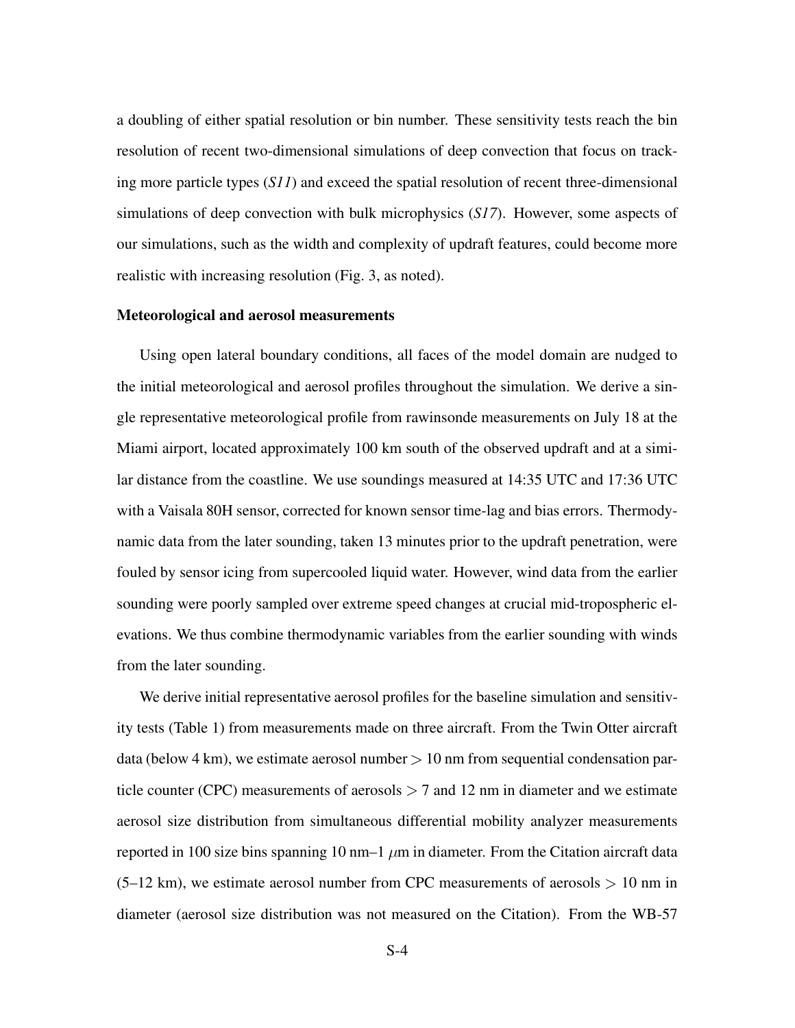a doubling of either spatial resolution or bin number. These sensitivity tests reach the bin resolution of recent two-dimensional simulations of deep convection that focus on tracking more particle types (*S11*) and exceed the spatial resolution of recent three-dimensional simulations of deep convection with bulk microphysics (*S17*). However, some aspects of our simulations, such as the width and complexity of updraft features, could become more realistic with increasing resolution (Fig. 3, as noted).

### Meteorological and aerosol measurements

Using open lateral boundary conditions, all faces of the model domain are nudged to the initial meteorological and aerosol profiles throughout the simulation. We derive a single representative meteorological profile from rawinsonde measurements on July 18 at the Miami airport, located approximately 100 km south of the observed updraft and at a similar distance from the coastline. We use soundings measured at 14:35 UTC and 17:36 UTC with a Vaisala 80H sensor, corrected for known sensor time-lag and bias errors. Thermodynamic data from the later sounding, taken 13 minutes prior to the updraft penetration, were fouled by sensor icing from supercooled liquid water. However, wind data from the earlier sounding were poorly sampled over extreme speed changes at crucial mid-tropospheric elevations. We thus combine thermodynamic variables from the earlier sounding with winds from the later sounding.

We derive initial representative aerosol profiles for the baseline simulation and sensitivity tests (Table 1) from measurements made on three aircraft. From the Twin Otter aircraft data (below 4 km), we estimate aerosol number $> 10$ nm from sequential condensation particle counter (CPC) measurements of aerosols $> 7$ and 12 nm in diameter and we estimate aerosol size distribution from simultaneous differential mobility analyzer measurements reported in 100 size bins spanning 10 nm–1 $\mu$m in diameter. From the Citation aircraft data (5–12 km), we estimate aerosol number from CPC measurements of aerosols $> 10$ nm in diameter (aerosol size distribution was not measured on the Citation). From the WB-57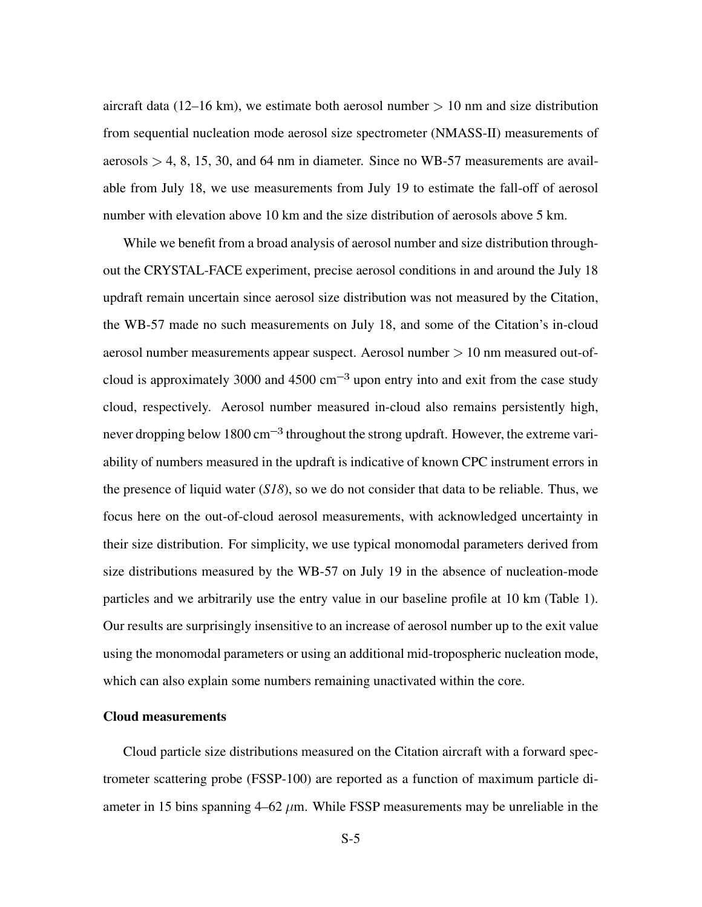aircraft data (12–16 km), we estimate both aerosol number $> 10$ nm and size distribution from sequential nucleation mode aerosol size spectrometer (NMASS-II) measurements of aerosols $> 4$, 8, 15, 30, and 64 nm in diameter. Since no WB-57 measurements are available from July 18, we use measurements from July 19 to estimate the fall-off of aerosol number with elevation above 10 km and the size distribution of aerosols above 5 km.

While we benefit from a broad analysis of aerosol number and size distribution throughout the CRYSTAL-FACE experiment, precise aerosol conditions in and around the July 18 updraft remain uncertain since aerosol size distribution was not measured by the Citation, the WB-57 made no such measurements on July 18, and some of the Citation's in-cloud aerosol number measurements appear suspect. Aerosol number $> 10$ nm measured out-of-cloud is approximately 3000 and 4500 $\text{cm}^{-3}$ upon entry into and exit from the case study cloud, respectively. Aerosol number measured in-cloud also remains persistently high, never dropping below 1800 $\text{cm}^{-3}$ throughout the strong updraft. However, the extreme variability of numbers measured in the updraft is indicative of known CPC instrument errors in the presence of liquid water (*S18*), so we do not consider that data to be reliable. Thus, we focus here on the out-of-cloud aerosol measurements, with acknowledged uncertainty in their size distribution. For simplicity, we use typical monomodal parameters derived from size distributions measured by the WB-57 on July 19 in the absence of nucleation-mode particles and we arbitrarily use the entry value in our baseline profile at 10 km (Table 1). Our results are surprisingly insensitive to an increase of aerosol number up to the exit value using the monomodal parameters or using an additional mid-tropospheric nucleation mode, which can also explain some numbers remaining unactivated within the core.

### Cloud measurements

Cloud particle size distributions measured on the Citation aircraft with a forward spectrometer scattering probe (FSSP-100) are reported as a function of maximum particle diameter in 15 bins spanning 4–62 $\mu$m. While FSSP measurements may be unreliable in the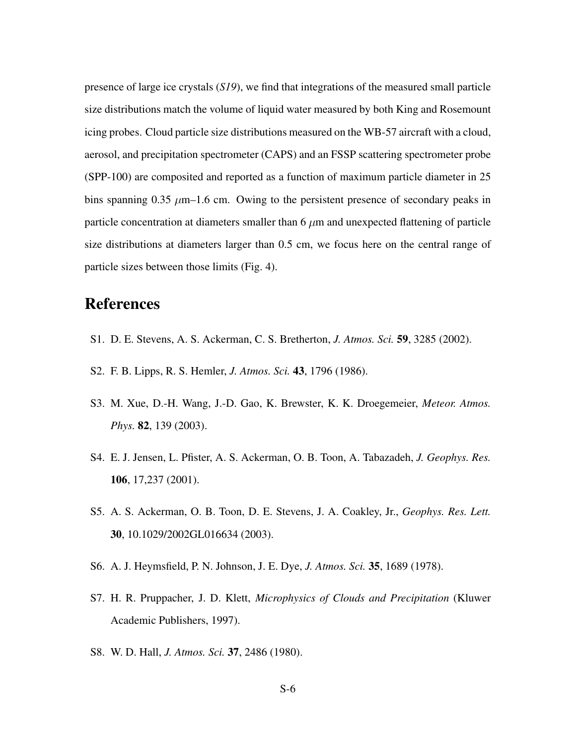presence of large ice crystals (*S19*), we find that integrations of the measured small particle size distributions match the volume of liquid water measured by both King and Rosemount icing probes. Cloud particle size distributions measured on the WB-57 aircraft with a cloud, aerosol, and precipitation spectrometer (CAPS) and an FSSP scattering spectrometer probe (SPP-100) are composited and reported as a function of maximum particle diameter in 25 bins spanning 0.35 $\mu$m–1.6 cm. Owing to the persistent presence of secondary peaks in particle concentration at diameters smaller than 6 $\mu$m and unexpected flattening of particle size distributions at diameters larger than 0.5 cm, we focus here on the central range of particle sizes between those limits (Fig. 4).

# References

S1. D. E. Stevens, A. S. Ackerman, C. S. Bretherton, *J. Atmos. Sci.* **59**, 3285 (2002).

S2. F. B. Lipps, R. S. Hemler, *J. Atmos. Sci.* **43**, 1796 (1986).

S3. M. Xue, D.-H. Wang, J.-D. Gao, K. Brewster, K. K. Droegemeier, *Meteor. Atmos. Phys.* **82**, 139 (2003).

S4. E. J. Jensen, L. Pfister, A. S. Ackerman, O. B. Toon, A. Tabazadeh, *J. Geophys. Res.* **106**, 17,237 (2001).

S5. A. S. Ackerman, O. B. Toon, D. E. Stevens, J. A. Coakley, Jr., *Geophys. Res. Lett.* **30**, 10.1029/2002GL016634 (2003).

S6. A. J. Heymsfield, P. N. Johnson, J. E. Dye, *J. Atmos. Sci.* **35**, 1689 (1978).

S7. H. R. Pruppacher, J. D. Klett, *Microphysics of Clouds and Precipitation* (Kluwer Academic Publishers, 1997).

S8. W. D. Hall, *J. Atmos. Sci.* **37**, 2486 (1980).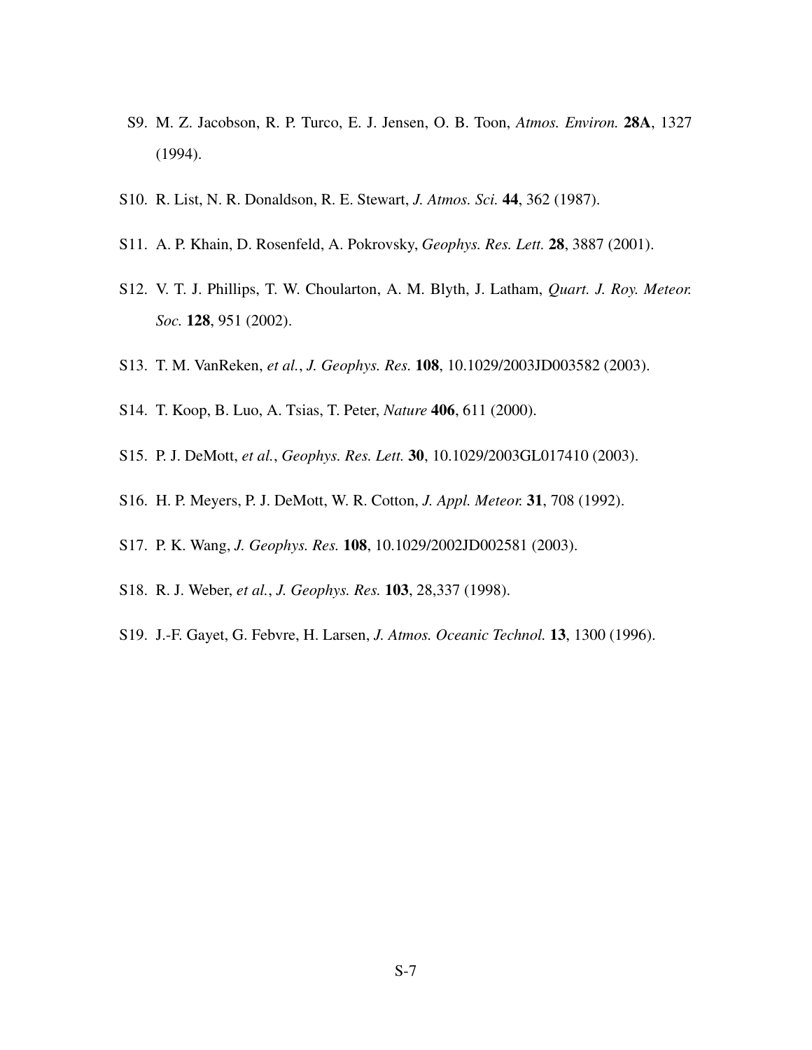S9. M. Z. Jacobson, R. P. Turco, E. J. Jensen, O. B. Toon, *Atmos. Environ.* **28A**, 1327 (1994).

S10. R. List, N. R. Donaldson, R. E. Stewart, *J. Atmos. Sci.* **44**, 362 (1987).

S11. A. P. Khain, D. Rosenfeld, A. Pokrovsky, *Geophys. Res. Lett.* **28**, 3887 (2001).

S12. V. T. J. Phillips, T. W. Choularton, A. M. Blyth, J. Latham, *Quart. J. Roy. Meteor. Soc.* **128**, 951 (2002).

S13. T. M. VanReken, *et al.*, *J. Geophys. Res.* **108**, 10.1029/2003JD003582 (2003).

S14. T. Koop, B. Luo, A. Tsias, T. Peter, *Nature* **406**, 611 (2000).

S15. P. J. DeMott, *et al.*, *Geophys. Res. Lett.* **30**, 10.1029/2003GL017410 (2003).

S16. H. P. Meyers, P. J. DeMott, W. R. Cotton, *J. Appl. Meteor.* **31**, 708 (1992).

S17. P. K. Wang, *J. Geophys. Res.* **108**, 10.1029/2002JD002581 (2003).

S18. R. J. Weber, *et al.*, *J. Geophys. Res.* **103**, 28,337 (1998).

S19. J.-F. Gayet, G. Febvre, H. Larsen, *J. Atmos. Oceanic Technol.* **13**, 1300 (1996).